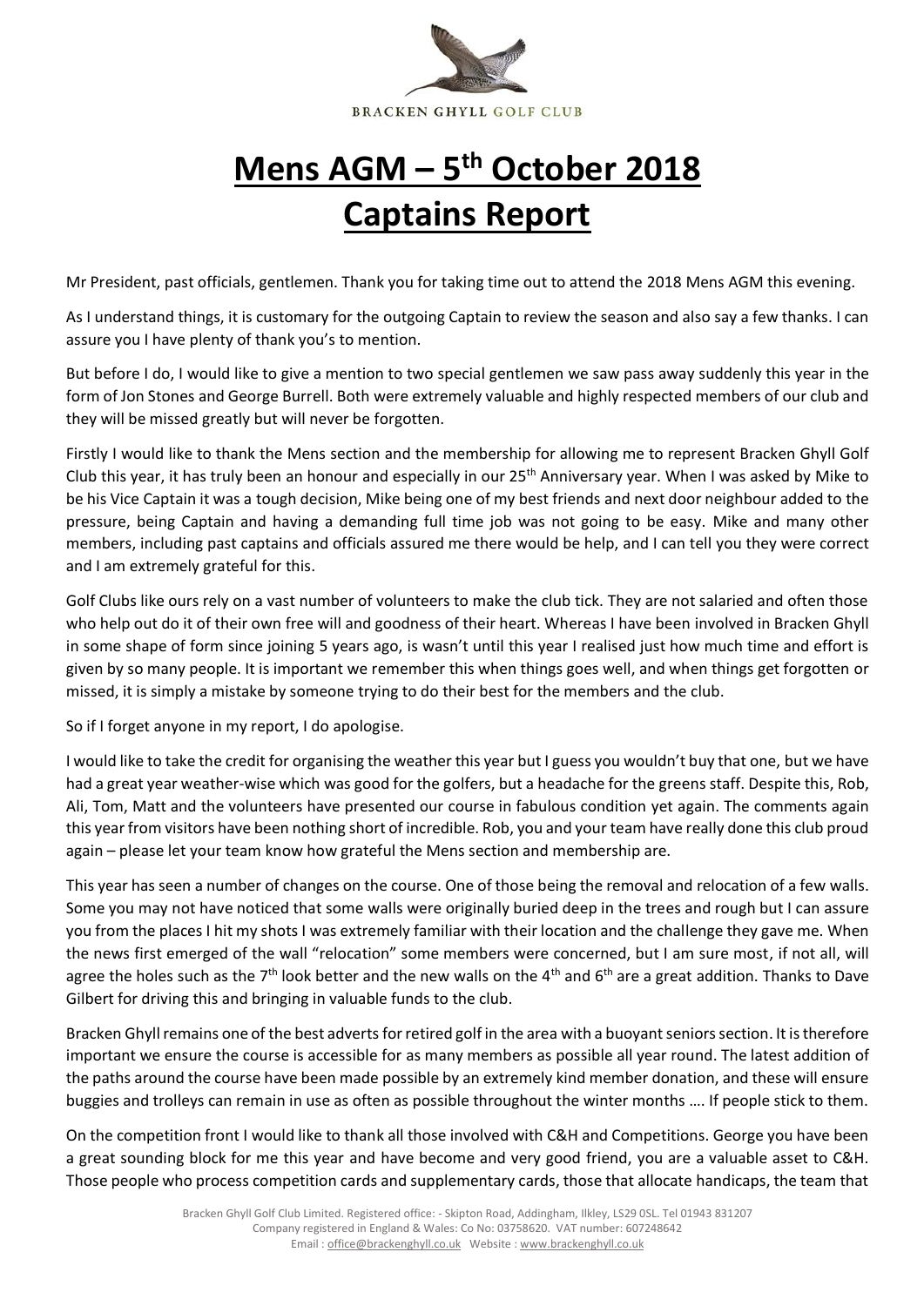BRACKEN GHYLL GOLF CLUB

# Mens AGM – 5th October 2018
# Captains Report

Mr President, past officials, gentlemen. Thank you for taking time out to attend the 2018 Mens AGM this evening.

As I understand things, it is customary for the outgoing Captain to review the season and also say a few thanks. I can assure you I have plenty of thank you's to mention.

But before I do, I would like to give a mention to two special gentlemen we saw pass away suddenly this year in the form of Jon Stones and George Burrell. Both were extremely valuable and highly respected members of our club and they will be missed greatly but will never be forgotten.

Firstly I would like to thank the Mens section and the membership for allowing me to represent Bracken Ghyll Golf Club this year, it has truly been an honour and especially in our 25th Anniversary year. When I was asked by Mike to be his Vice Captain it was a tough decision, Mike being one of my best friends and next door neighbour added to the pressure, being Captain and having a demanding full time job was not going to be easy. Mike and many other members, including past captains and officials assured me there would be help, and I can tell you they were correct and I am extremely grateful for this.

Golf Clubs like ours rely on a vast number of volunteers to make the club tick. They are not salaried and often those who help out do it of their own free will and goodness of their heart. Whereas I have been involved in Bracken Ghyll in some shape of form since joining 5 years ago, is wasn't until this year I realised just how much time and effort is given by so many people. It is important we remember this when things goes well, and when things get forgotten or missed, it is simply a mistake by someone trying to do their best for the members and the club.

So if I forget anyone in my report, I do apologise.

I would like to take the credit for organising the weather this year but I guess you wouldn't buy that one, but we have had a great year weather-wise which was good for the golfers, but a headache for the greens staff. Despite this, Rob, Ali, Tom, Matt and the volunteers have presented our course in fabulous condition yet again. The comments again this year from visitors have been nothing short of incredible. Rob, you and your team have really done this club proud again – please let your team know how grateful the Mens section and membership are.

This year has seen a number of changes on the course. One of those being the removal and relocation of a few walls. Some you may not have noticed that some walls were originally buried deep in the trees and rough but I can assure you from the places I hit my shots I was extremely familiar with their location and the challenge they gave me. When the news first emerged of the wall "relocation" some members were concerned, but I am sure most, if not all, will agree the holes such as the 7th look better and the new walls on the 4th and 6th are a great addition. Thanks to Dave Gilbert for driving this and bringing in valuable funds to the club.

Bracken Ghyll remains one of the best adverts for retired golf in the area with a buoyant seniors section. It is therefore important we ensure the course is accessible for as many members as possible all year round. The latest addition of the paths around the course have been made possible by an extremely kind member donation, and these will ensure buggies and trolleys can remain in use as often as possible throughout the winter months …. If people stick to them.

On the competition front I would like to thank all those involved with C&H and Competitions. George you have been a great sounding block for me this year and have become and very good friend, you are a valuable asset to C&H. Those people who process competition cards and supplementary cards, those that allocate handicaps, the team that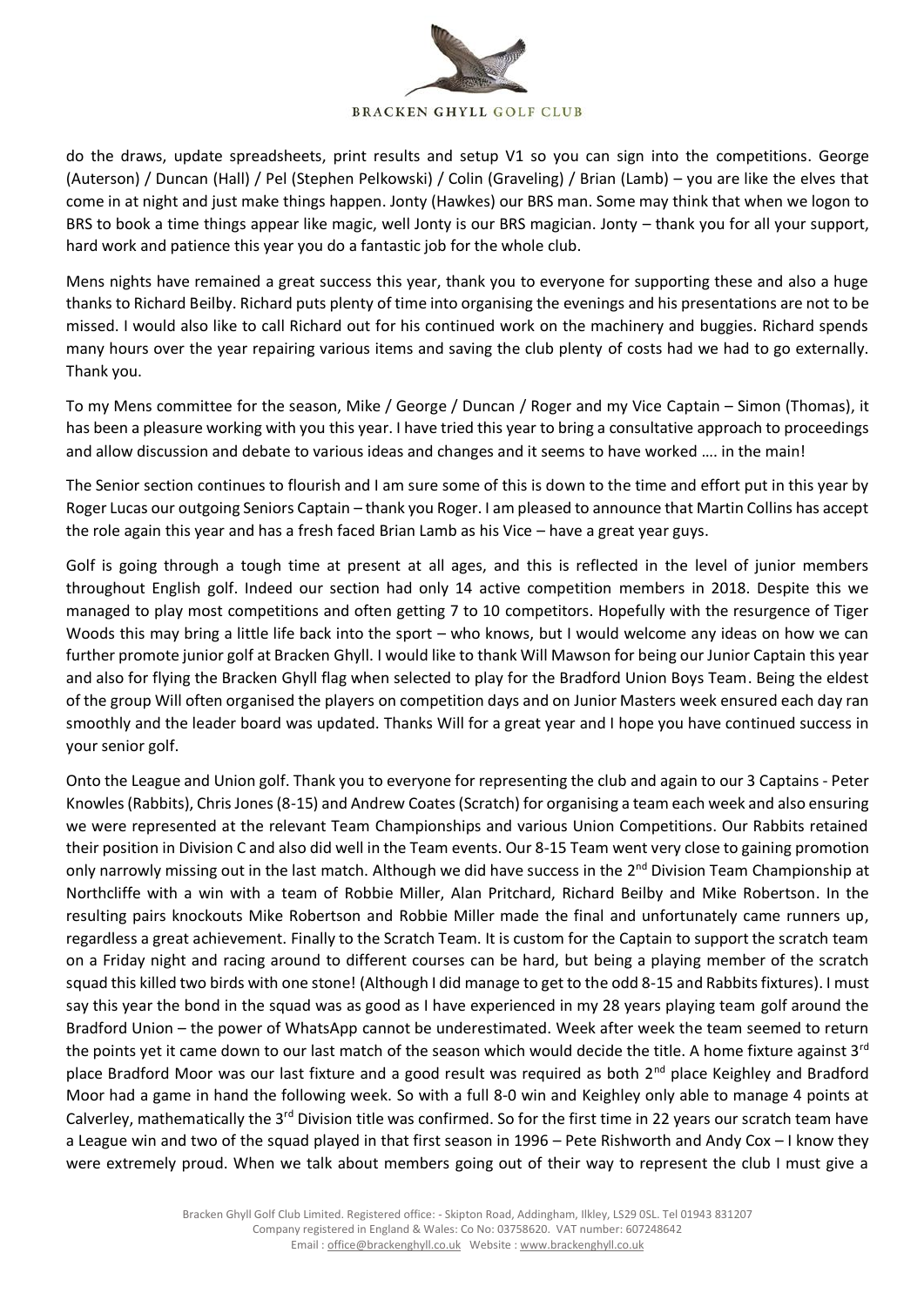do the draws, update spreadsheets, print results and setup V1 so you can sign into the competitions. George (Auterson) / Duncan (Hall) / Pel (Stephen Pelkowski) / Colin (Graveling) / Brian (Lamb) – you are like the elves that come in at night and just make things happen. Jonty (Hawkes) our BRS man. Some may think that when we logon to BRS to book a time things appear like magic, well Jonty is our BRS magician. Jonty – thank you for all your support, hard work and patience this year you do a fantastic job for the whole club.

Mens nights have remained a great success this year, thank you to everyone for supporting these and also a huge thanks to Richard Beilby. Richard puts plenty of time into organising the evenings and his presentations are not to be missed. I would also like to call Richard out for his continued work on the machinery and buggies. Richard spends many hours over the year repairing various items and saving the club plenty of costs had we had to go externally. Thank you.

To my Mens committee for the season, Mike / George / Duncan / Roger and my Vice Captain – Simon (Thomas), it has been a pleasure working with you this year. I have tried this year to bring a consultative approach to proceedings and allow discussion and debate to various ideas and changes and it seems to have worked …. in the main!

The Senior section continues to flourish and I am sure some of this is down to the time and effort put in this year by Roger Lucas our outgoing Seniors Captain – thank you Roger. I am pleased to announce that Martin Collins has accept the role again this year and has a fresh faced Brian Lamb as his Vice – have a great year guys.

Golf is going through a tough time at present at all ages, and this is reflected in the level of junior members throughout English golf. Indeed our section had only 14 active competition members in 2018. Despite this we managed to play most competitions and often getting 7 to 10 competitors. Hopefully with the resurgence of Tiger Woods this may bring a little life back into the sport – who knows, but I would welcome any ideas on how we can further promote junior golf at Bracken Ghyll. I would like to thank Will Mawson for being our Junior Captain this year and also for flying the Bracken Ghyll flag when selected to play for the Bradford Union Boys Team. Being the eldest of the group Will often organised the players on competition days and on Junior Masters week ensured each day ran smoothly and the leader board was updated. Thanks Will for a great year and I hope you have continued success in your senior golf.

Onto the League and Union golf. Thank you to everyone for representing the club and again to our 3 Captains - Peter Knowles (Rabbits), Chris Jones (8-15) and Andrew Coates (Scratch) for organising a team each week and also ensuring we were represented at the relevant Team Championships and various Union Competitions. Our Rabbits retained their position in Division C and also did well in the Team events. Our 8-15 Team went very close to gaining promotion only narrowly missing out in the last match. Although we did have success in the 2nd Division Team Championship at Northcliffe with a win with a team of Robbie Miller, Alan Pritchard, Richard Beilby and Mike Robertson. In the resulting pairs knockouts Mike Robertson and Robbie Miller made the final and unfortunately came runners up, regardless a great achievement. Finally to the Scratch Team. It is custom for the Captain to support the scratch team on a Friday night and racing around to different courses can be hard, but being a playing member of the scratch squad this killed two birds with one stone! (Although I did manage to get to the odd 8-15 and Rabbits fixtures). I must say this year the bond in the squad was as good as I have experienced in my 28 years playing team golf around the Bradford Union – the power of WhatsApp cannot be underestimated. Week after week the team seemed to return the points yet it came down to our last match of the season which would decide the title. A home fixture against 3rd place Bradford Moor was our last fixture and a good result was required as both 2nd place Keighley and Bradford Moor had a game in hand the following week. So with a full 8-0 win and Keighley only able to manage 4 points at Calverley, mathematically the 3rd Division title was confirmed. So for the first time in 22 years our scratch team have a League win and two of the squad played in that first season in 1996 – Pete Rishworth and Andy Cox – I know they were extremely proud. When we talk about members going out of their way to represent the club I must give a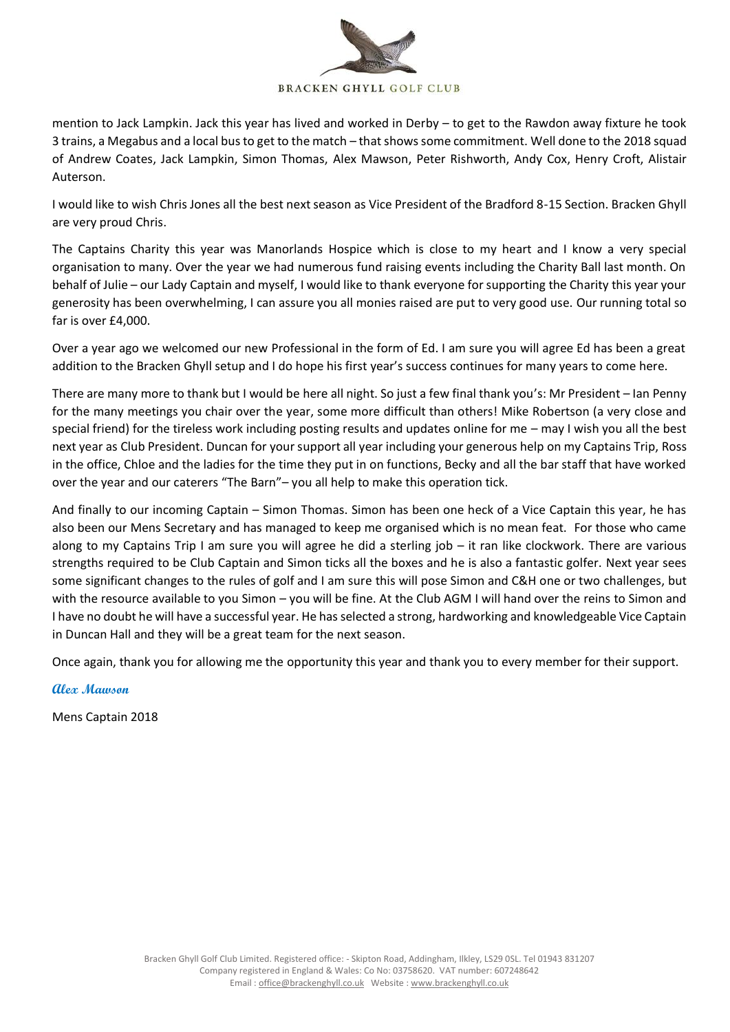mention to Jack Lampkin. Jack this year has lived and worked in Derby – to get to the Rawdon away fixture he took 3 trains, a Megabus and a local bus to get to the match – that shows some commitment. Well done to the 2018 squad of Andrew Coates, Jack Lampkin, Simon Thomas, Alex Mawson, Peter Rishworth, Andy Cox, Henry Croft, Alistair Auterson.

I would like to wish Chris Jones all the best next season as Vice President of the Bradford 8-15 Section. Bracken Ghyll are very proud Chris.

The Captains Charity this year was Manorlands Hospice which is close to my heart and I know a very special organisation to many. Over the year we had numerous fund raising events including the Charity Ball last month. On behalf of Julie – our Lady Captain and myself, I would like to thank everyone for supporting the Charity this year your generosity has been overwhelming, I can assure you all monies raised are put to very good use. Our running total so far is over £4,000.

Over a year ago we welcomed our new Professional in the form of Ed. I am sure you will agree Ed has been a great addition to the Bracken Ghyll setup and I do hope his first year's success continues for many years to come here.

There are many more to thank but I would be here all night. So just a few final thank you's: Mr President – Ian Penny for the many meetings you chair over the year, some more difficult than others! Mike Robertson (a very close and special friend) for the tireless work including posting results and updates online for me – may I wish you all the best next year as Club President. Duncan for your support all year including your generous help on my Captains Trip, Ross in the office, Chloe and the ladies for the time they put in on functions, Becky and all the bar staff that have worked over the year and our caterers "The Barn"– you all help to make this operation tick.

And finally to our incoming Captain – Simon Thomas. Simon has been one heck of a Vice Captain this year, he has also been our Mens Secretary and has managed to keep me organised which is no mean feat. For those who came along to my Captains Trip I am sure you will agree he did a sterling job – it ran like clockwork. There are various strengths required to be Club Captain and Simon ticks all the boxes and he is also a fantastic golfer. Next year sees some significant changes to the rules of golf and I am sure this will pose Simon and C&H one or two challenges, but with the resource available to you Simon – you will be fine. At the Club AGM I will hand over the reins to Simon and I have no doubt he will have a successful year. He has selected a strong, hardworking and knowledgeable Vice Captain in Duncan Hall and they will be a great team for the next season.

Once again, thank you for allowing me the opportunity this year and thank you to every member for their support.

**Alex Mawson**

Mens Captain 2018